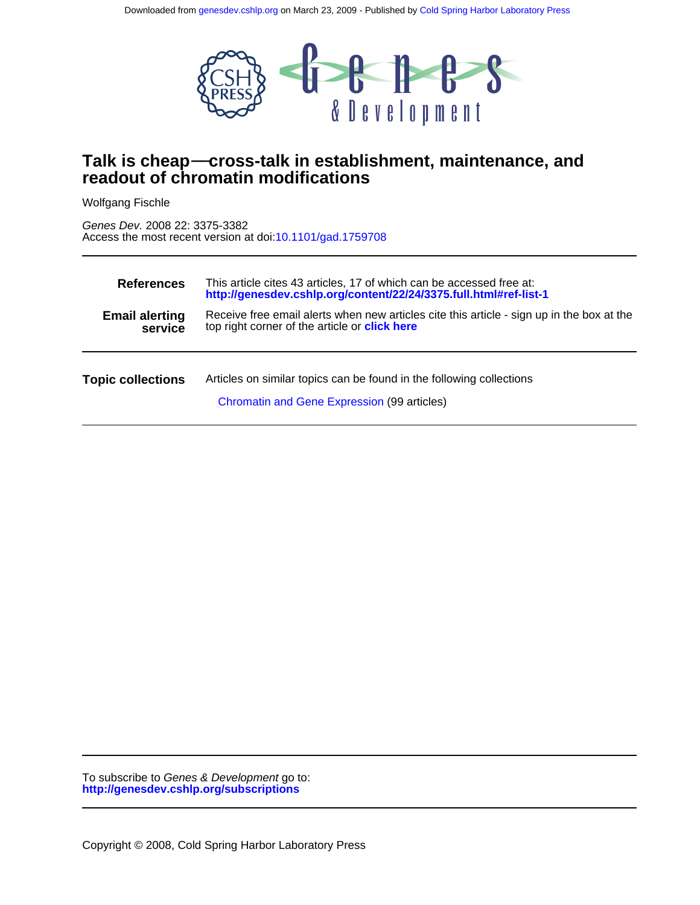Downloaded from genesdev.cshlp.org on March 23, 2009 - Published by Cold Spring Harbor Laboratory Press

# Talk is cheap—cross-talk in establishment, maintenance, and readout of chromatin modifications

Wolfgang Fischle

*Genes Dev.* 2008 22: 3375-3382
Access the most recent version at doi:10.1101/gad.1759708

| | |
|---|---|
| **References** | This article cites 43 articles, 17 of which can be accessed free at: **http://genesdev.cshlp.org/content/22/24/3375.full.html#ref-list-1** |
| **Email alerting service** | Receive free email alerts when new articles cite this article - sign up in the box at the top right corner of the article or **click here** |

| | |
|---|---|
| **Topic collections** | Articles on similar topics can be found in the following collections<br>Chromatin and Gene Expression (99 articles) |

To subscribe to *Genes & Development* go to:
**http://genesdev.cshlp.org/subscriptions**

Copyright © 2008, Cold Spring Harbor Laboratory Press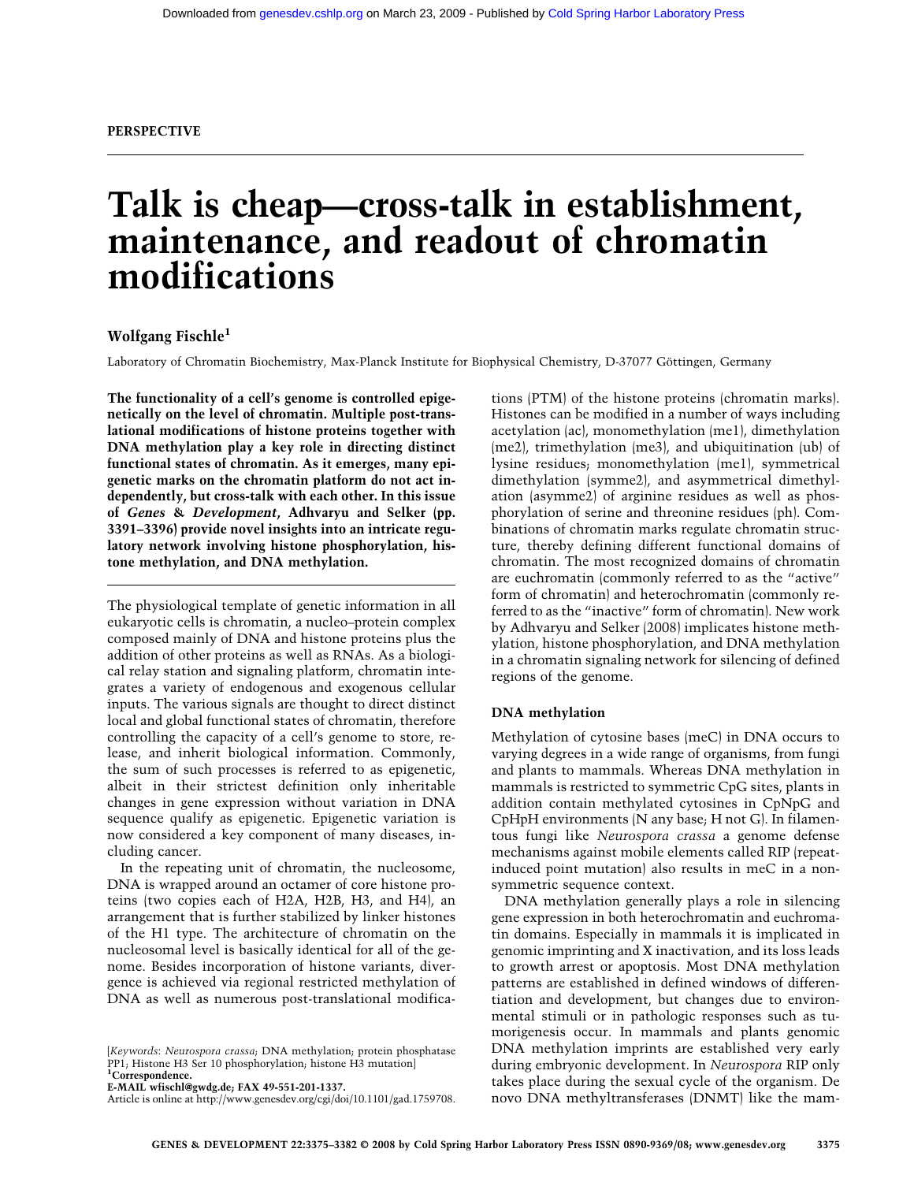**PERSPECTIVE**

# Talk is cheap—cross-talk in establishment, maintenance, and readout of chromatin modifications

**Wolfgang Fischle**[1]

Laboratory of Chromatin Biochemistry, Max-Planck Institute for Biophysical Chemistry, D-37077 Göttingen, Germany

**The functionality of a cell's genome is controlled epigenetically on the level of chromatin. Multiple post-translational modifications of histone proteins together with DNA methylation play a key role in directing distinct functional states of chromatin. As it emerges, many epigenetic marks on the chromatin platform do not act independently, but cross-talk with each other. In this issue of *Genes & Development*, Adhvaryu and Selker (pp. 3391–3396) provide novel insights into an intricate regulatory network involving histone phosphorylation, histone methylation, and DNA methylation.**

The physiological template of genetic information in all eukaryotic cells is chromatin, a nucleo–protein complex composed mainly of DNA and histone proteins plus the addition of other proteins as well as RNAs. As a biological relay station and signaling platform, chromatin integrates a variety of endogenous and exogenous cellular inputs. The various signals are thought to direct distinct local and global functional states of chromatin, therefore controlling the capacity of a cell's genome to store, release, and inherit biological information. Commonly, the sum of such processes is referred to as epigenetic, albeit in their strictest definition only inheritable changes in gene expression without variation in DNA sequence qualify as epigenetic. Epigenetic variation is now considered a key component of many diseases, including cancer.

In the repeating unit of chromatin, the nucleosome, DNA is wrapped around an octamer of core histone proteins (two copies each of H2A, H2B, H3, and H4), an arrangement that is further stabilized by linker histones of the H1 type. The architecture of chromatin on the nucleosomal level is basically identical for all of the genome. Besides incorporation of histone variants, divergence is achieved via regional restricted methylation of DNA as well as numerous post-translational modifications (PTM) of the histone proteins (chromatin marks). Histones can be modified in a number of ways including acetylation (ac), monomethylation (me1), dimethylation (me2), trimethylation (me3), and ubiquitination (ub) of lysine residues; monomethylation (me1), symmetrical dimethylation (symme2), and asymmetrical dimethylation (asymme2) of arginine residues as well as phosphorylation of serine and threonine residues (ph). Combinations of chromatin marks regulate chromatin structure, thereby defining different functional domains of chromatin. The most recognized domains of chromatin are euchromatin (commonly referred to as the "active" form of chromatin) and heterochromatin (commonly referred to as the "inactive" form of chromatin). New work by Adhvaryu and Selker (2008) implicates histone methylation, histone phosphorylation, and DNA methylation in a chromatin signaling network for silencing of defined regions of the genome.

## DNA methylation

Methylation of cytosine bases (meC) in DNA occurs to varying degrees in a wide range of organisms, from fungi and plants to mammals. Whereas DNA methylation in mammals is restricted to symmetric CpG sites, plants in addition contain methylated cytosines in CpNpG and CpHpH environments (N any base; H not G). In filamentous fungi like *Neurospora crassa* a genome defense mechanisms against mobile elements called RIP (repeat-induced point mutation) also results in meC in a nonsymmetric sequence context.

DNA methylation generally plays a role in silencing gene expression in both heterochromatin and euchromatin domains. Especially in mammals it is implicated in genomic imprinting and X inactivation, and its loss leads to growth arrest or apoptosis. Most DNA methylation patterns are established in defined windows of differentiation and development, but changes due to environmental stimuli or in pathologic responses such as tumorigenesis occur. In mammals and plants genomic DNA methylation imprints are established very early during embryonic development. In *Neurospora* RIP only takes place during the sexual cycle of the organism. De novo DNA methyltransferases (DNMT) like the mam-

[*Keywords*: *Neurospora crassa*; DNA methylation; protein phosphatase PP1; Histone H3 Ser 10 phosphorylation; histone H3 mutation]
[1]**Correspondence.**
**E-MAIL wfischl@gwdg.de; FAX 49-551-201-1337.**
Article is online at http://www.genesdev.org/cgi/doi/10.1101/gad.1759708.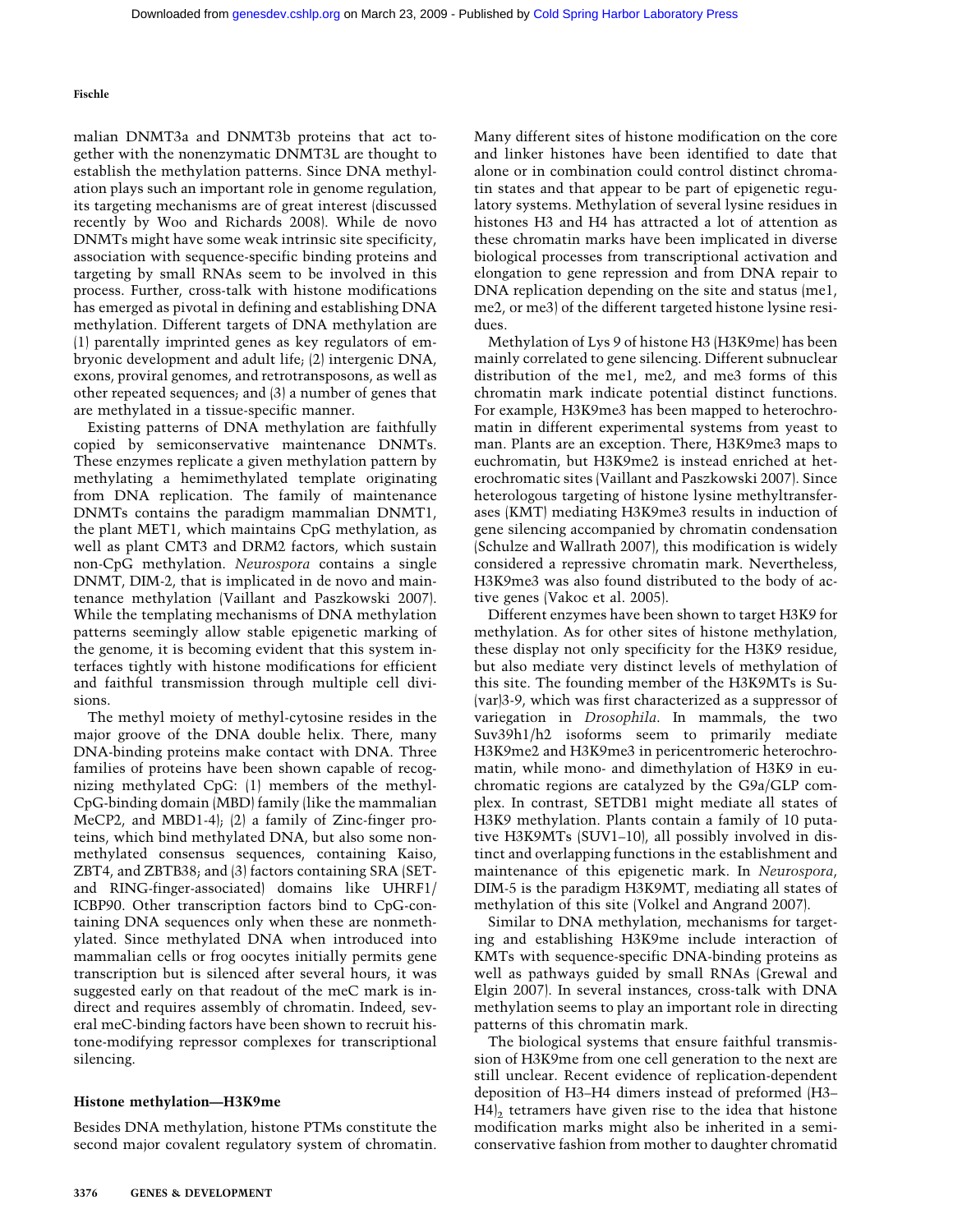malian DNMT3a and DNMT3b proteins that act together with the nonenzymatic DNMT3L are thought to establish the methylation patterns. Since DNA methylation plays such an important role in genome regulation, its targeting mechanisms are of great interest (discussed recently by Woo and Richards 2008). While de novo DNMTs might have some weak intrinsic site specificity, association with sequence-specific binding proteins and targeting by small RNAs seem to be involved in this process. Further, cross-talk with histone modifications has emerged as pivotal in defining and establishing DNA methylation. Different targets of DNA methylation are (1) parentally imprinted genes as key regulators of embryonic development and adult life; (2) intergenic DNA, exons, proviral genomes, and retrotransposons, as well as other repeated sequences; and (3) a number of genes that are methylated in a tissue-specific manner.

Existing patterns of DNA methylation are faithfully copied by semiconservative maintenance DNMTs. These enzymes replicate a given methylation pattern by methylating a hemimethylated template originating from DNA replication. The family of maintenance DNMTs contains the paradigm mammalian DNMT1, the plant MET1, which maintains CpG methylation, as well as plant CMT3 and DRM2 factors, which sustain non-CpG methylation. *Neurospora* contains a single DNMT, DIM-2, that is implicated in de novo and maintenance methylation (Vaillant and Paszkowski 2007). While the templating mechanisms of DNA methylation patterns seemingly allow stable epigenetic marking of the genome, it is becoming evident that this system interfaces tightly with histone modifications for efficient and faithful transmission through multiple cell divisions.

The methyl moiety of methyl-cytosine resides in the major groove of the DNA double helix. There, many DNA-binding proteins make contact with DNA. Three families of proteins have been shown capable of recognizing methylated CpG: (1) members of the methyl-CpG-binding domain (MBD) family (like the mammalian MeCP2, and MBD1-4); (2) a family of Zinc-finger proteins, which bind methylated DNA, but also some nonmethylated consensus sequences, containing Kaiso, ZBT4, and ZBTB38; and (3) factors containing SRA (SET- and RING-finger-associated) domains like UHRF1/ICBP90. Other transcription factors bind to CpG-containing DNA sequences only when these are nonmethylated. Since methylated DNA when introduced into mammalian cells or frog oocytes initially permits gene transcription but is silenced after several hours, it was suggested early on that readout of the meC mark is indirect and requires assembly of chromatin. Indeed, several meC-binding factors have been shown to recruit histone-modifying repressor complexes for transcriptional silencing.

## Histone methylation—H3K9me

Besides DNA methylation, histone PTMs constitute the second major covalent regulatory system of chromatin. Many different sites of histone modification on the core and linker histones have been identified to date that alone or in combination could control distinct chromatin states and that appear to be part of epigenetic regulatory systems. Methylation of several lysine residues in histones H3 and H4 has attracted a lot of attention as these chromatin marks have been implicated in diverse biological processes from transcriptional activation and elongation to gene repression and from DNA repair to DNA replication depending on the site and status (me1, me2, or me3) of the different targeted histone lysine residues.

Methylation of Lys 9 of histone H3 (H3K9me) has been mainly correlated to gene silencing. Different subnuclear distribution of the me1, me2, and me3 forms of this chromatin mark indicate potential distinct functions. For example, H3K9me3 has been mapped to heterochromatin in different experimental systems from yeast to man. Plants are an exception. There, H3K9me3 maps to euchromatin, but H3K9me2 is instead enriched at heterochromatic sites (Vaillant and Paszkowski 2007). Since heterologous targeting of histone lysine methyltransferases (KMT) mediating H3K9me3 results in induction of gene silencing accompanied by chromatin condensation (Schulze and Wallrath 2007), this modification is widely considered a repressive chromatin mark. Nevertheless, H3K9me3 was also found distributed to the body of active genes (Vakoc et al. 2005).

Different enzymes have been shown to target H3K9 for methylation. As for other sites of histone methylation, these display not only specificity for the H3K9 residue, but also mediate very distinct levels of methylation of this site. The founding member of the H3K9MTs is Su(var)3-9, which was first characterized as a suppressor of variegation in *Drosophila*. In mammals, the two Suv39h1/h2 isoforms seem to primarily mediate H3K9me2 and H3K9me3 in pericentromeric heterochromatin, while mono- and dimethylation of H3K9 in euchromatic regions are catalyzed by the G9a/GLP complex. In contrast, SETDB1 might mediate all states of H3K9 methylation. Plants contain a family of 10 putative H3K9MTs (SUV1–10), all possibly involved in distinct and overlapping functions in the establishment and maintenance of this epigenetic mark. In *Neurospora*, DIM-5 is the paradigm H3K9MT, mediating all states of methylation of this site (Volkel and Angrand 2007).

Similar to DNA methylation, mechanisms for targeting and establishing H3K9me include interaction of KMTs with sequence-specific DNA-binding proteins as well as pathways guided by small RNAs (Grewal and Elgin 2007). In several instances, cross-talk with DNA methylation seems to play an important role in directing patterns of this chromatin mark.

The biological systems that ensure faithful transmission of H3K9me from one cell generation to the next are still unclear. Recent evidence of replication-dependent deposition of H3–H4 dimers instead of preformed $(H3–H4)_2$ tetramers have given rise to the idea that histone modification marks might also be inherited in a semiconservative fashion from mother to daughter chromatid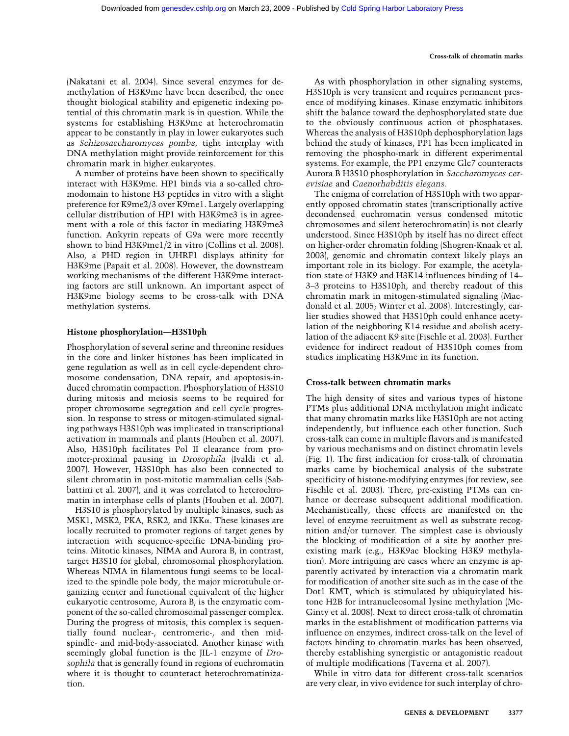(Nakatani et al. 2004). Since several enzymes for demethylation of H3K9me have been described, the once thought biological stability and epigenetic indexing potential of this chromatin mark is in question. While the systems for establishing H3K9me at heterochromatin appear to be constantly in play in lower eukaryotes such as *Schizosaccharomyces pombe,* tight interplay with DNA methylation might provide reinforcement for this chromatin mark in higher eukaryotes.

A number of proteins have been shown to specifically interact with H3K9me. HP1 binds via a so-called chromodomain to histone H3 peptides in vitro with a slight preference for K9me2/3 over K9me1. Largely overlapping cellular distribution of HP1 with H3K9me3 is in agreement with a role of this factor in mediating H3K9me3 function. Ankyrin repeats of G9a were more recently shown to bind H3K9me1/2 in vitro (Collins et al. 2008). Also, a PHD region in UHRF1 displays affinity for H3K9me (Papait et al. 2008). However, the downstream working mechanisms of the different H3K9me interacting factors are still unknown. An important aspect of H3K9me biology seems to be cross-talk with DNA methylation systems.

### Histone phosphorylation—H3S10ph

Phosphorylation of several serine and threonine residues in the core and linker histones has been implicated in gene regulation as well as in cell cycle-dependent chromosome condensation, DNA repair, and apoptosis-induced chromatin compaction. Phosphorylation of H3S10 during mitosis and meiosis seems to be required for proper chromosome segregation and cell cycle progression. In response to stress or mitogen-stimulated signaling pathways H3S10ph was implicated in transcriptional activation in mammals and plants (Houben et al. 2007). Also, H3S10ph facilitates Pol II clearance from promoter-proximal pausing in *Drosophila* (Ivaldi et al. 2007). However, H3S10ph has also been connected to silent chromatin in post-mitotic mammalian cells (Sabbattini et al. 2007), and it was correlated to heterochromatin in interphase cells of plants (Houben et al. 2007).

H3S10 is phosphorylated by multiple kinases, such as MSK1, MSK2, PKA, RSK2, and IKKα. These kinases are locally recruited to promoter regions of target genes by interaction with sequence-specific DNA-binding proteins. Mitotic kinases, NIMA and Aurora B, in contrast, target H3S10 for global, chromosomal phosphorylation. Whereas NIMA in filamentous fungi seems to be localized to the spindle pole body, the major microtubule organizing center and functional equivalent of the higher eukaryotic centrosome, Aurora B, is the enzymatic component of the so-called chromosomal passenger complex. During the progress of mitosis, this complex is sequentially found nuclear-, centromeric-, and then midspindle- and mid-body-associated. Another kinase with seemingly global function is the JIL-1 enzyme of *Drosophila* that is generally found in regions of euchromatin where it is thought to counteract heterochromatinization.

As with phosphorylation in other signaling systems, H3S10ph is very transient and requires permanent presence of modifying kinases. Kinase enzymatic inhibitors shift the balance toward the dephosphorylated state due to the obviously continuous action of phosphatases. Whereas the analysis of H3S10ph dephosphorylation lags behind the study of kinases, PP1 has been implicated in removing the phospho-mark in different experimental systems. For example, the PP1 enzyme Glc7 counteracts Aurora B H3S10 phosphorylation in *Saccharomyces cerevisiae* and *Caenorhabditis elegans.*

The enigma of correlation of H3S10ph with two apparently opposed chromatin states (transcriptionally active decondensed euchromatin versus condensed mitotic chromosomes and silent heterochromatin) is not clearly understood. Since H3S10ph by itself has no direct effect on higher-order chromatin folding (Shogren-Knaak et al. 2003), genomic and chromatin context likely plays an important role in its biology. For example, the acetylation state of H3K9 and H3K14 influences binding of 14–3–3 proteins to H3S10ph, and thereby readout of this chromatin mark in mitogen-stimulated signaling (Macdonald et al. 2005; Winter et al. 2008). Interestingly, earlier studies showed that H3S10ph could enhance acetylation of the neighboring K14 residue and abolish acetylation of the adjacent K9 site (Fischle et al. 2003). Further evidence for indirect readout of H3S10ph comes from studies implicating H3K9me in its function.

### Cross-talk between chromatin marks

The high density of sites and various types of histone PTMs plus additional DNA methylation might indicate that many chromatin marks like H3S10ph are not acting independently, but influence each other function. Such cross-talk can come in multiple flavors and is manifested by various mechanisms and on distinct chromatin levels (Fig. 1). The first indication for cross-talk of chromatin marks came by biochemical analysis of the substrate specificity of histone-modifying enzymes (for review, see Fischle et al. 2003). There, pre-existing PTMs can enhance or decrease subsequent additional modification. Mechanistically, these effects are manifested on the level of enzyme recruitment as well as substrate recognition and/or turnover. The simplest case is obviously the blocking of modification of a site by another preexisting mark (e.g., H3K9ac blocking H3K9 methylation). More intriguing are cases where an enzyme is apparently activated by interaction via a chromatin mark for modification of another site such as in the case of the Dot1 KMT, which is stimulated by ubiquitylated histone H2B for intranucleosomal lysine methylation (McGinty et al. 2008). Next to direct cross-talk of chromatin marks in the establishment of modification patterns via influence on enzymes, indirect cross-talk on the level of factors binding to chromatin marks has been observed, thereby establishing synergistic or antagonistic readout of multiple modifications (Taverna et al. 2007).

While in vitro data for different cross-talk scenarios are very clear, in vivo evidence for such interplay of chro-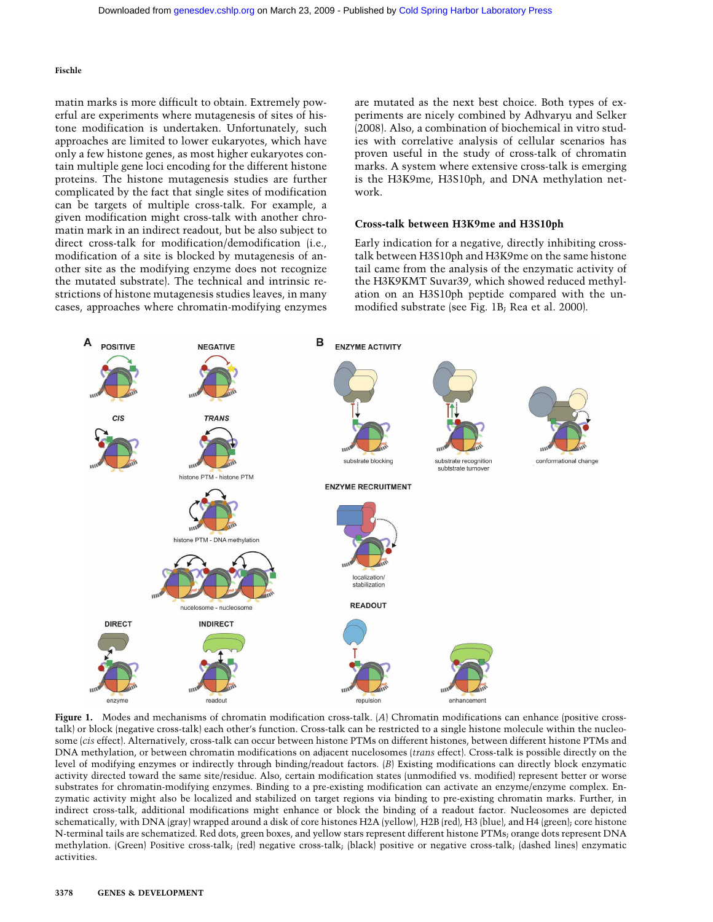matin marks is more difficult to obtain. Extremely powerful are experiments where mutagenesis of sites of histone modification is undertaken. Unfortunately, such approaches are limited to lower eukaryotes, which have only a few histone genes, as most higher eukaryotes contain multiple gene loci encoding for the different histone proteins. The histone mutagenesis studies are further complicated by the fact that single sites of modification can be targets of multiple cross-talk. For example, a given modification might cross-talk with another chromatin mark in an indirect readout, but be also subject to direct cross-talk for modification/demodification (i.e., modification of a site is blocked by mutagenesis of another site as the modifying enzyme does not recognize the mutated substrate). The technical and intrinsic restrictions of histone mutagenesis studies leaves, in many cases, approaches where chromatin-modifying enzymes are mutated as the next best choice. Both types of experiments are nicely combined by Adhvaryu and Selker (2008). Also, a combination of biochemical in vitro studies with correlative analysis of cellular scenarios has proven useful in the study of cross-talk of chromatin marks. A system where extensive cross-talk is emerging is the H3K9me, H3S10ph, and DNA methylation network.

### Cross-talk between H3K9me and H3S10ph

Early indication for a negative, directly inhibiting cross-talk between H3S10ph and H3K9me on the same histone tail came from the analysis of the enzymatic activity of the H3K9KMT Suvar39, which showed reduced methylation on an H3S10ph peptide compared with the unmodified substrate (see Fig. 1B; Rea et al. 2000).

**Figure 1.** Modes and mechanisms of chromatin modification cross-talk. (*A*) Chromatin modifications can enhance (positive cross-talk) or block (negative cross-talk) each other's function. Cross-talk can be restricted to a single histone molecule within the nucleosome (*cis* effect). Alternatively, cross-talk can occur between histone PTMs on different histones, between different histone PTMs and DNA methylation, or between chromatin modifications on adjacent nucelosomes (*trans* effect). Cross-talk is possible directly on the level of modifying enzymes or indirectly through binding/readout factors. (*B*) Existing modifications can directly block enzymatic activity directed toward the same site/residue. Also, certain modification states (unmodified vs. modified) represent better or worse substrates for chromatin-modifying enzymes. Binding to a pre-existing modification can activate an enzyme/enzyme complex. Enzymatic activity might also be localized and stabilized on target regions via binding to pre-existing chromatin marks. Further, in indirect cross-talk, additional modifications might enhance or block the binding of a readout factor. Nucleosomes are depicted schematically, with DNA (gray) wrapped around a disk of core histones H2A (yellow), H2B (red), H3 (blue), and H4 (green); core histone N-terminal tails are schematized. Red dots, green boxes, and yellow stars represent different histone PTMs; orange dots represent DNA methylation. (Green) Positive cross-talk; (red) negative cross-talk; (black) positive or negative cross-talk; (dashed lines) enzymatic activities.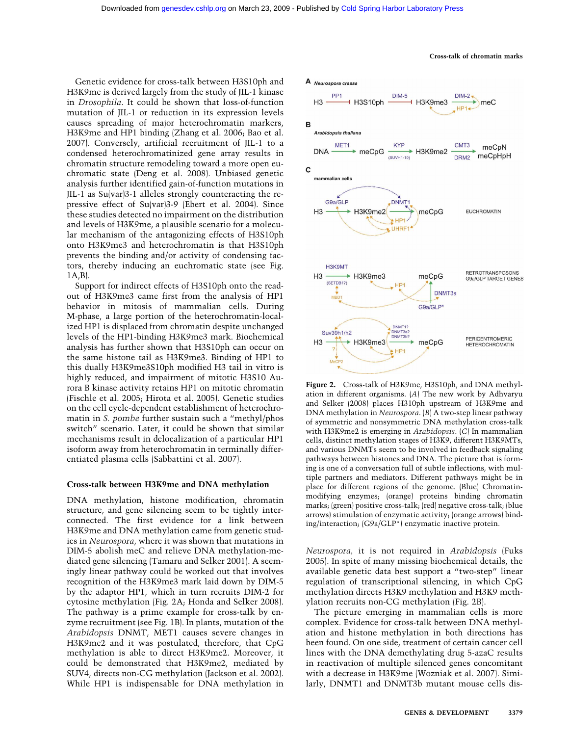Genetic evidence for cross-talk between H3S10ph and H3K9me is derived largely from the study of JIL-1 kinase in *Drosophila*. It could be shown that loss-of-function mutation of JIL-1 or reduction in its expression levels causes spreading of major heterochromatin markers, H3K9me and HP1 binding (Zhang et al. 2006; Bao et al. 2007). Conversely, artificial recruitment of JIL-1 to a condensed heterochromatinized gene array results in chromatin structure remodeling toward a more open euchromatic state (Deng et al. 2008). Unbiased genetic analysis further identified gain-of-function mutations in JIL-1 as Su(var)3-1 alleles strongly counteracting the repressive effect of Su(var)3-9 (Ebert et al. 2004). Since these studies detected no impairment on the distribution and levels of H3K9me, a plausible scenario for a molecular mechanism of the antagonizing effects of H3S10ph onto H3K9me3 and heterochromatin is that H3S10ph prevents the binding and/or activity of condensing factors, thereby inducing an euchromatic state (see Fig. 1A,B).

Support for indirect effects of H3S10ph onto the readout of H3K9me3 came first from the analysis of HP1 behavior in mitosis of mammalian cells. During M-phase, a large portion of the heterochromatin-localized HP1 is displaced from chromatin despite unchanged levels of the HP1-binding H3K9me3 mark. Biochemical analysis has further shown that H3S10ph can occur on the same histone tail as H3K9me3. Binding of HP1 to this dually H3K9me3S10ph modified H3 tail in vitro is highly reduced, and impairment of mitotic H3S10 Aurora B kinase activity retains HP1 on mitotic chromatin (Fischle et al. 2005; Hirota et al. 2005). Genetic studies on the cell cycle-dependent establishment of heterochromatin in *S. pombe* further sustain such a "methyl/phos switch" scenario. Later, it could be shown that similar mechanisms result in delocalization of a particular HP1 isoform away from heterochromatin in terminally differentiated plasma cells (Sabbattini et al. 2007).

## Cross-talk between H3K9me and DNA methylation

DNA methylation, histone modification, chromatin structure, and gene silencing seem to be tightly interconnected. The first evidence for a link between H3K9me and DNA methylation came from genetic studies in *Neurospora*, where it was shown that mutations in DIM-5 abolish meC and relieve DNA methylation-mediated gene silencing (Tamaru and Selker 2001). A seemingly linear pathway could be worked out that involves recognition of the H3K9me3 mark laid down by DIM-5 by the adaptor HP1, which in turn recruits DIM-2 for cytosine methylation (Fig. 2A; Honda and Selker 2008). The pathway is a prime example for cross-talk by enzyme recruitment (see Fig. 1B). In plants, mutation of the *Arabidopsis* DNMT, MET1 causes severe changes in H3K9me2 and it was postulated, therefore, that CpG methylation is able to direct H3K9me2. Moreover, it could be demonstrated that H3K9me2, mediated by SUV4, directs non-CG methylation (Jackson et al. 2002). While HP1 is indispensable for DNA methylation in *Neurospora*, it is not required in *Arabidopsis* (Fuks 2005). In spite of many missing biochemical details, the available genetic data best support a "two-step" linear regulation of transcriptional silencing, in which CpG methylation directs H3K9 methylation and H3K9 methylation recruits non-CG methylation (Fig. 2B).

The picture emerging in mammalian cells is more complex. Evidence for cross-talk between DNA methylation and histone methylation in both directions has been found. On one side, treatment of certain cancer cell lines with the DNA demethylating drug 5-azaC results in reactivation of multiple silenced genes concomitant with a decrease in H3K9me (Wozniak et al. 2007). Similarly, DNMT1 and DNMT3b mutant mouse cells dis-

**Figure 2.** Cross-talk of H3K9me, H3S10ph, and DNA methylation in different organisms. (*A*) The new work by Adhvaryu and Selker (2008) places H310ph upstream of H3K9me and DNA methylation in *Neurospora*. (*B*) A two-step linear pathway of symmetric and nonsymmetric DNA methylation cross-talk with H3K9me2 is emerging in *Arabidopsis*. (*C*) In mammalian cells, distinct methylation stages of H3K9, different H3K9MTs, and various DNMTs seem to be involved in feedback signaling pathways between histones and DNA. The picture that is forming is one of a conversation full of subtle inflections, with multiple partners and mediators. Different pathways might be in place for different regions of the genome. (Blue) Chromatin-modifying enzymes; (orange) proteins binding chromatin marks; (green) positive cross-talk; (red) negative cross-talk; (blue arrows) stimulation of enzymatic activity; (orange arrows) binding/interaction; (G9a/GLP*) enzymatic inactive protein.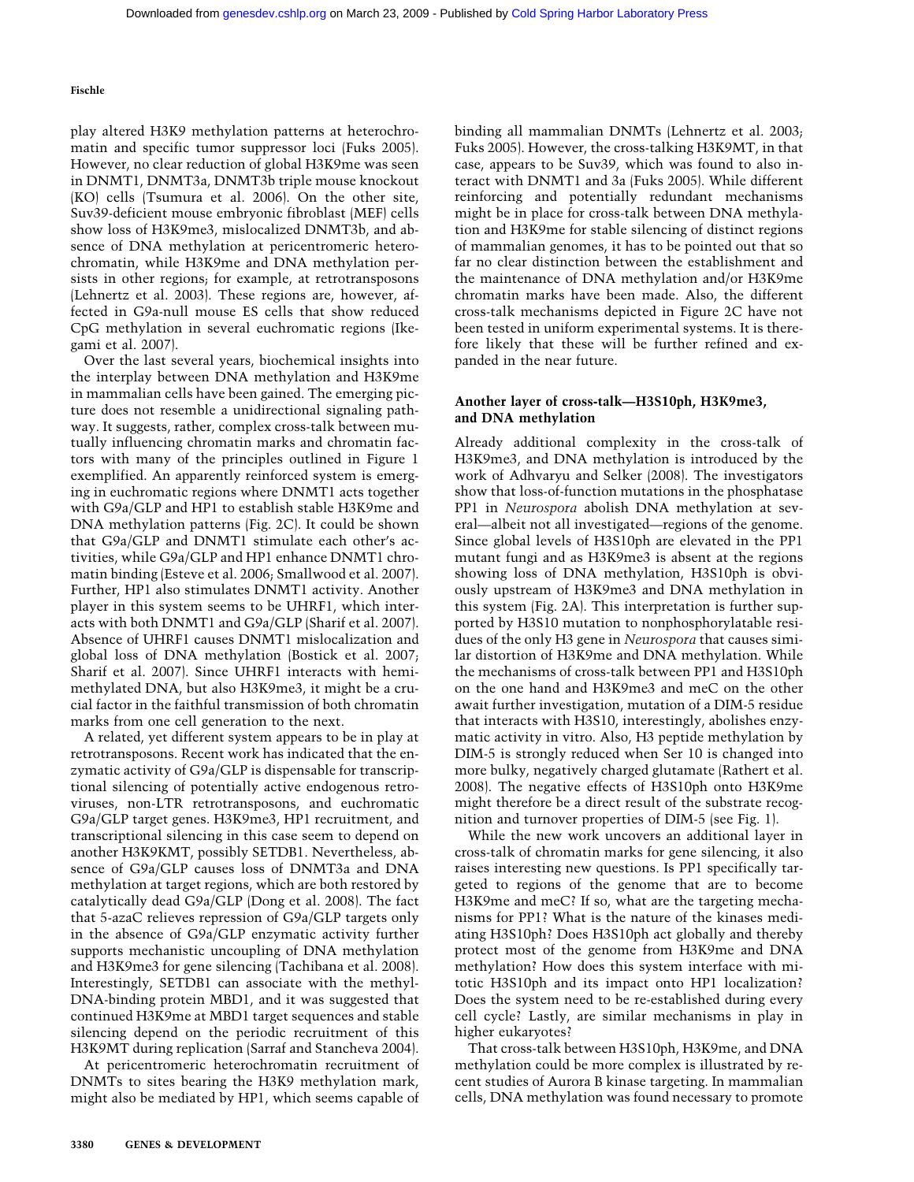play altered H3K9 methylation patterns at heterochromatin and specific tumor suppressor loci (Fuks 2005). However, no clear reduction of global H3K9me was seen in DNMT1, DNMT3a, DNMT3b triple mouse knockout (KO) cells (Tsumura et al. 2006). On the other site, Suv39-deficient mouse embryonic fibroblast (MEF) cells show loss of H3K9me3, mislocalized DNMT3b, and absence of DNA methylation at pericentromeric heterochromatin, while H3K9me and DNA methylation persists in other regions; for example, at retrotransposons (Lehnertz et al. 2003). These regions are, however, affected in G9a-null mouse ES cells that show reduced CpG methylation in several euchromatic regions (Ikegami et al. 2007).

Over the last several years, biochemical insights into the interplay between DNA methylation and H3K9me in mammalian cells have been gained. The emerging picture does not resemble a unidirectional signaling pathway. It suggests, rather, complex cross-talk between mutually influencing chromatin marks and chromatin factors with many of the principles outlined in Figure 1 exemplified. An apparently reinforced system is emerging in euchromatic regions where DNMT1 acts together with G9a/GLP and HP1 to establish stable H3K9me and DNA methylation patterns (Fig. 2C). It could be shown that G9a/GLP and DNMT1 stimulate each other's activities, while G9a/GLP and HP1 enhance DNMT1 chromatin binding (Esteve et al. 2006; Smallwood et al. 2007). Further, HP1 also stimulates DNMT1 activity. Another player in this system seems to be UHRF1, which interacts with both DNMT1 and G9a/GLP (Sharif et al. 2007). Absence of UHRF1 causes DNMT1 mislocalization and global loss of DNA methylation (Bostick et al. 2007; Sharif et al. 2007). Since UHRF1 interacts with hemimethylated DNA, but also H3K9me3, it might be a crucial factor in the faithful transmission of both chromatin marks from one cell generation to the next.

A related, yet different system appears to be in play at retrotransposons. Recent work has indicated that the enzymatic activity of G9a/GLP is dispensable for transcriptional silencing of potentially active endogenous retroviruses, non-LTR retrotransposons, and euchromatic G9a/GLP target genes. H3K9me3, HP1 recruitment, and transcriptional silencing in this case seem to depend on another H3K9KMT, possibly SETDB1. Nevertheless, absence of G9a/GLP causes loss of DNMT3a and DNA methylation at target regions, which are both restored by catalytically dead G9a/GLP (Dong et al. 2008). The fact that 5-azaC relieves repression of G9a/GLP targets only in the absence of G9a/GLP enzymatic activity further supports mechanistic uncoupling of DNA methylation and H3K9me3 for gene silencing (Tachibana et al. 2008). Interestingly, SETDB1 can associate with the methyl-DNA-binding protein MBD1, and it was suggested that continued H3K9me at MBD1 target sequences and stable silencing depend on the periodic recruitment of this H3K9MT during replication (Sarraf and Stancheva 2004).

At pericentromeric heterochromatin recruitment of DNMTs to sites bearing the H3K9 methylation mark, might also be mediated by HP1, which seems capable of binding all mammalian DNMTs (Lehnertz et al. 2003; Fuks 2005). However, the cross-talking H3K9MT, in that case, appears to be Suv39, which was found to also interact with DNMT1 and 3a (Fuks 2005). While different reinforcing and potentially redundant mechanisms might be in place for cross-talk between DNA methylation and H3K9me for stable silencing of distinct regions of mammalian genomes, it has to be pointed out that so far no clear distinction between the establishment and the maintenance of DNA methylation and/or H3K9me chromatin marks have been made. Also, the different cross-talk mechanisms depicted in Figure 2C have not been tested in uniform experimental systems. It is therefore likely that these will be further refined and expanded in the near future.

### Another layer of cross-talk—H3S10ph, H3K9me3, and DNA methylation

Already additional complexity in the cross-talk of H3K9me3, and DNA methylation is introduced by the work of Adhvaryu and Selker (2008). The investigators show that loss-of-function mutations in the phosphatase PP1 in *Neurospora* abolish DNA methylation at several—albeit not all investigated—regions of the genome. Since global levels of H3S10ph are elevated in the PP1 mutant fungi and as H3K9me3 is absent at the regions showing loss of DNA methylation, H3S10ph is obviously upstream of H3K9me3 and DNA methylation in this system (Fig. 2A). This interpretation is further supported by H3S10 mutation to nonphosphorylatable residues of the only H3 gene in *Neurospora* that causes similar distortion of H3K9me and DNA methylation. While the mechanisms of cross-talk between PP1 and H3S10ph on the one hand and H3K9me3 and meC on the other await further investigation, mutation of a DIM-5 residue that interacts with H3S10, interestingly, abolishes enzymatic activity in vitro. Also, H3 peptide methylation by DIM-5 is strongly reduced when Ser 10 is changed into more bulky, negatively charged glutamate (Rathert et al. 2008). The negative effects of H3S10ph onto H3K9me might therefore be a direct result of the substrate recognition and turnover properties of DIM-5 (see Fig. 1).

While the new work uncovers an additional layer in cross-talk of chromatin marks for gene silencing, it also raises interesting new questions. Is PP1 specifically targeted to regions of the genome that are to become H3K9me and meC? If so, what are the targeting mechanisms for PP1? What is the nature of the kinases mediating H3S10ph? Does H3S10ph act globally and thereby protect most of the genome from H3K9me and DNA methylation? How does this system interface with mitotic H3S10ph and its impact onto HP1 localization? Does the system need to be re-established during every cell cycle? Lastly, are similar mechanisms in play in higher eukaryotes?

That cross-talk between H3S10ph, H3K9me, and DNA methylation could be more complex is illustrated by recent studies of Aurora B kinase targeting. In mammalian cells, DNA methylation was found necessary to promote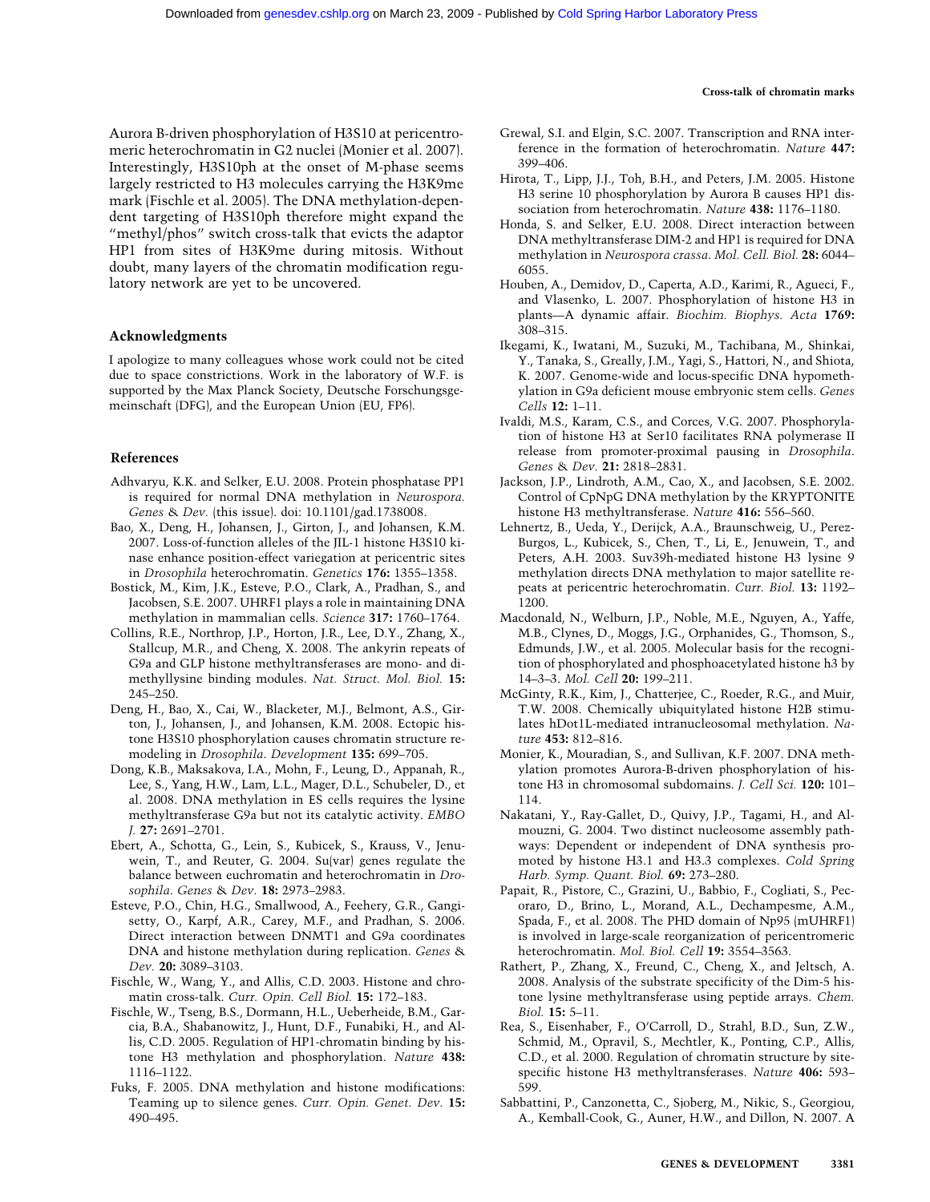Aurora B-driven phosphorylation of H3S10 at pericentromeric heterochromatin in G2 nuclei (Monier et al. 2007). Interestingly, H3S10ph at the onset of M-phase seems largely restricted to H3 molecules carrying the H3K9me mark (Fischle et al. 2005). The DNA methylation-dependent targeting of H3S10ph therefore might expand the "methyl/phos" switch cross-talk that evicts the adaptor HP1 from sites of H3K9me during mitosis. Without doubt, many layers of the chromatin modification regulatory network are yet to be uncovered.

## Acknowledgments

I apologize to many colleagues whose work could not be cited due to space constrictions. Work in the laboratory of W.F. is supported by the Max Planck Society, Deutsche Forschungsgemeinschaft (DFG), and the European Union (EU, FP6).

## References

Adhvaryu, K.K. and Selker, E.U. 2008. Protein phosphatase PP1 is required for normal DNA methylation in *Neurospora*. *Genes & Dev.* (this issue). doi: 10.1101/gad.1738008.

Bao, X., Deng, H., Johansen, J., Girton, J., and Johansen, K.M. 2007. Loss-of-function alleles of the JIL-1 histone H3S10 kinase enhance position-effect variegation at pericentric sites in *Drosophila* heterochromatin. *Genetics* **176:** 1355–1358.

Bostick, M., Kim, J.K., Esteve, P.O., Clark, A., Pradhan, S., and Jacobsen, S.E. 2007. UHRF1 plays a role in maintaining DNA methylation in mammalian cells. *Science* **317:** 1760–1764.

Collins, R.E., Northrop, J.P., Horton, J.R., Lee, D.Y., Zhang, X., Stallcup, M.R., and Cheng, X. 2008. The ankyrin repeats of G9a and GLP histone methyltransferases are mono- and dimethyllysine binding modules. *Nat. Struct. Mol. Biol.* **15:** 245–250.

Deng, H., Bao, X., Cai, W., Blacketer, M.J., Belmont, A.S., Girton, J., Johansen, J., and Johansen, K.M. 2008. Ectopic histone H3S10 phosphorylation causes chromatin structure remodeling in *Drosophila*. *Development* **135:** 699–705.

Dong, K.B., Maksakova, I.A., Mohn, F., Leung, D., Appanah, R., Lee, S., Yang, H.W., Lam, L.L., Mager, D.L., Schubeler, D., et al. 2008. DNA methylation in ES cells requires the lysine methyltransferase G9a but not its catalytic activity. *EMBO J.* **27:** 2691–2701.

Ebert, A., Schotta, G., Lein, S., Kubicek, S., Krauss, V., Jenuwein, T., and Reuter, G. 2004. Su(var) genes regulate the balance between euchromatin and heterochromatin in *Drosophila*. *Genes & Dev.* **18:** 2973–2983.

Esteve, P.O., Chin, H.G., Smallwood, A., Feehery, G.R., Gangisetty, O., Karpf, A.R., Carey, M.F., and Pradhan, S. 2006. Direct interaction between DNMT1 and G9a coordinates DNA and histone methylation during replication. *Genes & Dev.* **20:** 3089–3103.

Fischle, W., Wang, Y., and Allis, C.D. 2003. Histone and chromatin cross-talk. *Curr. Opin. Cell Biol.* **15:** 172–183.

Fischle, W., Tseng, B.S., Dormann, H.L., Ueberheide, B.M., Garcia, B.A., Shabanowitz, J., Hunt, D.F., Funabiki, H., and Allis, C.D. 2005. Regulation of HP1-chromatin binding by histone H3 methylation and phosphorylation. *Nature* **438:** 1116–1122.

Fuks, F. 2005. DNA methylation and histone modifications: Teaming up to silence genes. *Curr. Opin. Genet. Dev.* **15:** 490–495.

Grewal, S.I. and Elgin, S.C. 2007. Transcription and RNA interference in the formation of heterochromatin. *Nature* **447:** 399–406.

Hirota, T., Lipp, J.J., Toh, B.H., and Peters, J.M. 2005. Histone H3 serine 10 phosphorylation by Aurora B causes HP1 dissociation from heterochromatin. *Nature* **438:** 1176–1180.

Honda, S. and Selker, E.U. 2008. Direct interaction between DNA methyltransferase DIM-2 and HP1 is required for DNA methylation in *Neurospora crassa*. *Mol. Cell. Biol.* **28:** 6044–6055.

Houben, A., Demidov, D., Caperta, A.D., Karimi, R., Agueci, F., and Vlasenko, L. 2007. Phosphorylation of histone H3 in plants—A dynamic affair. *Biochim. Biophys. Acta* **1769:** 308–315.

Ikegami, K., Iwatani, M., Suzuki, M., Tachibana, M., Shinkai, Y., Tanaka, S., Greally, J.M., Yagi, S., Hattori, N., and Shiota, K. 2007. Genome-wide and locus-specific DNA hypomethylation in G9a deficient mouse embryonic stem cells. *Genes Cells* **12:** 1–11.

Ivaldi, M.S., Karam, C.S., and Corces, V.G. 2007. Phosphorylation of histone H3 at Ser10 facilitates RNA polymerase II release from promoter-proximal pausing in *Drosophila*. *Genes & Dev.* **21:** 2818–2831.

Jackson, J.P., Lindroth, A.M., Cao, X., and Jacobsen, S.E. 2002. Control of CpNpG DNA methylation by the KRYPTONITE histone H3 methyltransferase. *Nature* **416:** 556–560.

Lehnertz, B., Ueda, Y., Derijck, A.A., Braunschweig, U., Perez-Burgos, L., Kubicek, S., Chen, T., Li, E., Jenuwein, T., and Peters, A.H. 2003. Suv39h-mediated histone H3 lysine 9 methylation directs DNA methylation to major satellite repeats at pericentric heterochromatin. *Curr. Biol.* **13:** 1192–1200.

Macdonald, N., Welburn, J.P., Noble, M.E., Nguyen, A., Yaffe, M.B., Clynes, D., Moggs, J.G., Orphanides, G., Thomson, S., Edmunds, J.W., et al. 2005. Molecular basis for the recognition of phosphorylated and phosphoacetylated histone h3 by 14–3–3. *Mol. Cell* **20:** 199–211.

McGinty, R.K., Kim, J., Chatterjee, C., Roeder, R.G., and Muir, T.W. 2008. Chemically ubiquitylated histone H2B stimulates hDot1L-mediated intranucleosomal methylation. *Nature* **453:** 812–816.

Monier, K., Mouradian, S., and Sullivan, K.F. 2007. DNA methylation promotes Aurora-B-driven phosphorylation of histone H3 in chromosomal subdomains. *J. Cell Sci.* **120:** 101–114.

Nakatani, Y., Ray-Gallet, D., Quivy, J.P., Tagami, H., and Almouzni, G. 2004. Two distinct nucleosome assembly pathways: Dependent or independent of DNA synthesis promoted by histone H3.1 and H3.3 complexes. *Cold Spring Harb. Symp. Quant. Biol.* **69:** 273–280.

Papait, R., Pistore, C., Grazini, U., Babbio, F., Cogliati, S., Pecoraro, D., Brino, L., Morand, A.L., Dechampesme, A.M., Spada, F., et al. 2008. The PHD domain of Np95 (mUHRF1) is involved in large-scale reorganization of pericentromeric heterochromatin. *Mol. Biol. Cell* **19:** 3554–3563.

Rathert, P., Zhang, X., Freund, C., Cheng, X., and Jeltsch, A. 2008. Analysis of the substrate specificity of the Dim-5 histone lysine methyltransferase using peptide arrays. *Chem. Biol.* **15:** 5–11.

Rea, S., Eisenhaber, F., O'Carroll, D., Strahl, B.D., Sun, Z.W., Schmid, M., Opravil, S., Mechtler, K., Ponting, C.P., Allis, C.D., et al. 2000. Regulation of chromatin structure by site-specific histone H3 methyltransferases. *Nature* **406:** 593–599.

Sabbattini, P., Canzonetta, C., Sjoberg, M., Nikic, S., Georgiou, A., Kemball-Cook, G., Auner, H.W., and Dillon, N. 2007. A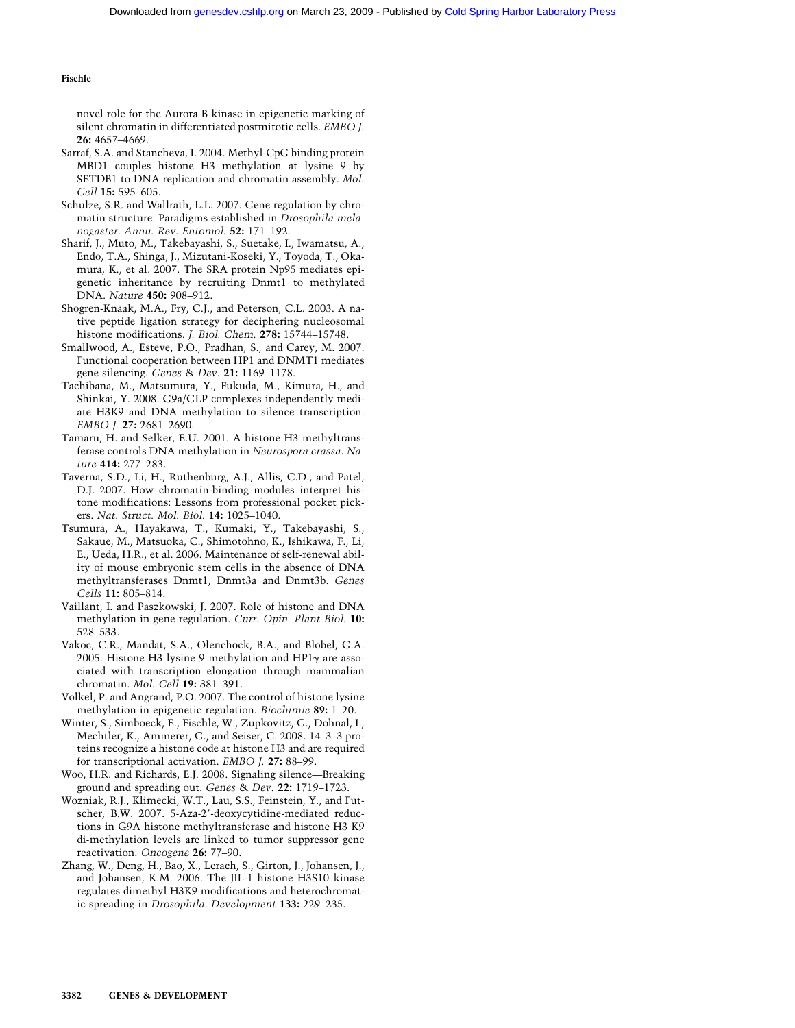novel role for the Aurora B kinase in epigenetic marking of silent chromatin in differentiated postmitotic cells. *EMBO J.* **26:** 4657–4669.

Sarraf, S.A. and Stancheva, I. 2004. Methyl-CpG binding protein MBD1 couples histone H3 methylation at lysine 9 by SETDB1 to DNA replication and chromatin assembly. *Mol. Cell* **15:** 595–605.

Schulze, S.R. and Wallrath, L.L. 2007. Gene regulation by chromatin structure: Paradigms established in *Drosophila melanogaster*. *Annu. Rev. Entomol.* **52:** 171–192.

Sharif, J., Muto, M., Takebayashi, S., Suetake, I., Iwamatsu, A., Endo, T.A., Shinga, J., Mizutani-Koseki, Y., Toyoda, T., Okamura, K., et al. 2007. The SRA protein Np95 mediates epigenetic inheritance by recruiting Dnmt1 to methylated DNA. *Nature* **450:** 908–912.

Shogren-Knaak, M.A., Fry, C.J., and Peterson, C.L. 2003. A native peptide ligation strategy for deciphering nucleosomal histone modifications. *J. Biol. Chem.* **278:** 15744–15748.

Smallwood, A., Esteve, P.O., Pradhan, S., and Carey, M. 2007. Functional cooperation between HP1 and DNMT1 mediates gene silencing. *Genes & Dev.* **21:** 1169–1178.

Tachibana, M., Matsumura, Y., Fukuda, M., Kimura, H., and Shinkai, Y. 2008. G9a/GLP complexes independently mediate H3K9 and DNA methylation to silence transcription. *EMBO J.* **27:** 2681–2690.

Tamaru, H. and Selker, E.U. 2001. A histone H3 methyltransferase controls DNA methylation in *Neurospora crassa*. *Nature* **414:** 277–283.

Taverna, S.D., Li, H., Ruthenburg, A.J., Allis, C.D., and Patel, D.J. 2007. How chromatin-binding modules interpret histone modifications: Lessons from professional pocket pickers. *Nat. Struct. Mol. Biol.* **14:** 1025–1040.

Tsumura, A., Hayakawa, T., Kumaki, Y., Takebayashi, S., Sakaue, M., Matsuoka, C., Shimotohno, K., Ishikawa, F., Li, E., Ueda, H.R., et al. 2006. Maintenance of self-renewal ability of mouse embryonic stem cells in the absence of DNA methyltransferases Dnmt1, Dnmt3a and Dnmt3b. *Genes Cells* **11:** 805–814.

Vaillant, I. and Paszkowski, J. 2007. Role of histone and DNA methylation in gene regulation. *Curr. Opin. Plant Biol.* **10:** 528–533.

Vakoc, C.R., Mandat, S.A., Olenchock, B.A., and Blobel, G.A. 2005. Histone H3 lysine 9 methylation and HP1γ are associated with transcription elongation through mammalian chromatin. *Mol. Cell* **19:** 381–391.

Volkel, P. and Angrand, P.O. 2007. The control of histone lysine methylation in epigenetic regulation. *Biochimie* **89:** 1–20.

Winter, S., Simboeck, E., Fischle, W., Zupkovitz, G., Dohnal, I., Mechtler, K., Ammerer, G., and Seiser, C. 2008. 14–3–3 proteins recognize a histone code at histone H3 and are required for transcriptional activation. *EMBO J.* **27:** 88–99.

Woo, H.R. and Richards, E.J. 2008. Signaling silence—Breaking ground and spreading out. *Genes & Dev.* **22:** 1719–1723.

Wozniak, R.J., Klimecki, W.T., Lau, S.S., Feinstein, Y., and Futscher, B.W. 2007. 5-Aza-2′-deoxycytidine-mediated reductions in G9A histone methyltransferase and histone H3 K9 di-methylation levels are linked to tumor suppressor gene reactivation. *Oncogene* **26:** 77–90.

Zhang, W., Deng, H., Bao, X., Lerach, S., Girton, J., Johansen, J., and Johansen, K.M. 2006. The JIL-1 histone H3S10 kinase regulates dimethyl H3K9 modifications and heterochromatic spreading in *Drosophila*. *Development* **133:** 229–235.